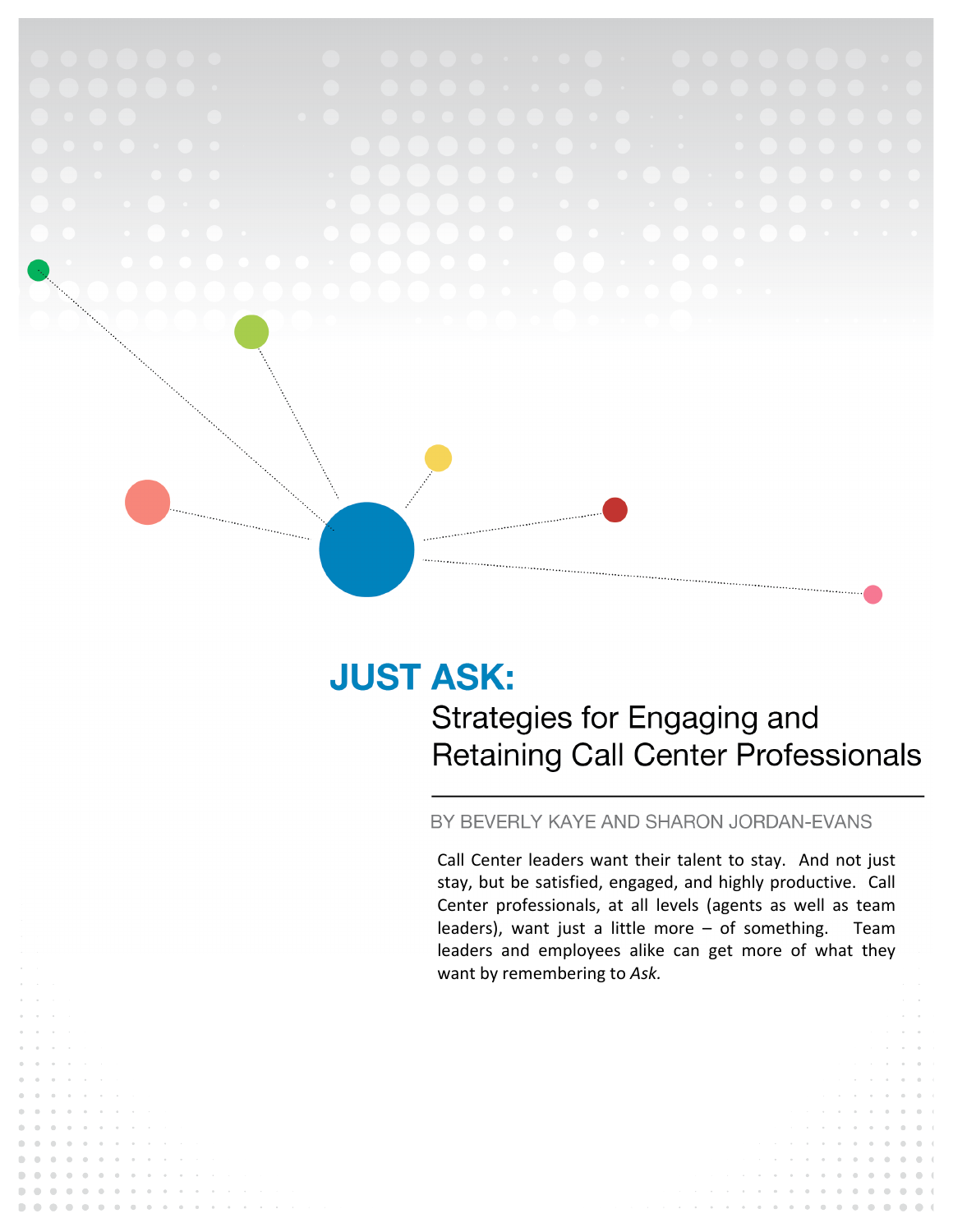# JUST ASK:

## Strategies for Engaging and Retaining Call Center Professionals

BY BEVERLY KAYE AND SHARON JORDAN-EVANS

Call Center leaders want their talent to stay. And not just stay, but be satisfied, engaged, and highly productive. Call Center professionals, at all levels (agents as well as team leaders), want just a little more – of something. Team leaders and employees alike can get more of what they want by remembering to *Ask.*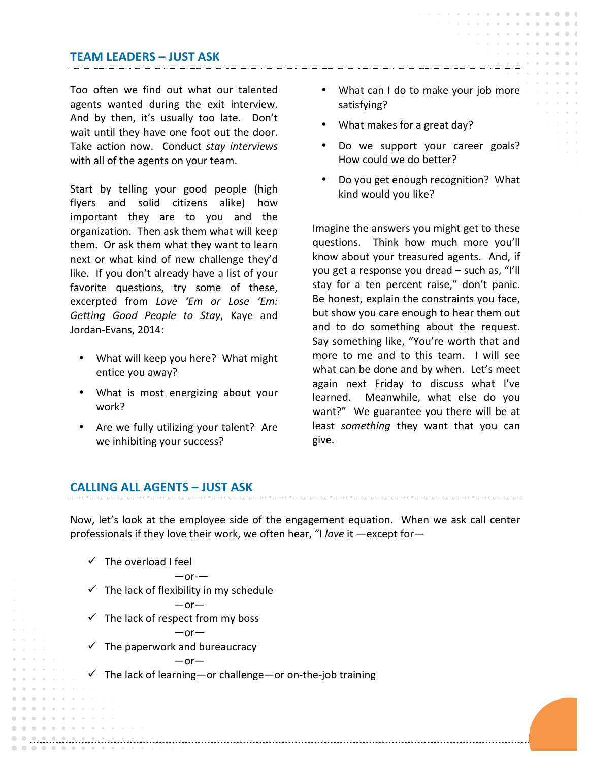## TEAM LEADERS – JUST ASK

Too often we find out what our talented agents wanted during the exit interview. And by then, it's usually too late. Don't wait until they have one foot out the door. Take action now. Conduct *stay interviews* with all of the agents on your team.

Start by telling your good people (high flyers and solid citizens alike) how important they are to you and the organization. Then ask them what will keep them. Or ask them what they want to learn next or what kind of new challenge they'd like. If you don't already have a list of your favorite questions, try some of these, excerpted from *Love 'Em or Lose 'Em: Getting Good People to Stay*, Kaye and Jordan-Evans, 2014:

- What will keep you here? What might entice you away?
- What is most energizing about your work?
- Are we fully utilizing your talent? Are we inhibiting your success?
- What can I do to make your job more satisfying?
- What makes for a great day?
- Do we support your career goals? How could we do better?
- Do you get enough recognition? What kind would you like?

Imagine the answers you might get to these questions. Think how much more you'll know about your treasured agents. And, if you get a response you dread – such as, "I'll stay for a ten percent raise," don't panic. Be honest, explain the constraints you face, but show you care enough to hear them out and to do something about the request. Say something like, "You're worth that and more to me and to this team. I will see what can be done and by when. Let's meet again next Friday to discuss what I've learned. Meanwhile, what else do you want?" We guarantee you there will be at least *something* they want that you can give.

## CALLING ALL AGENTS – JUST ASK

Now, let's look at the employee side of the engagement equation. When we ask call center professionals if they love their work, we often hear, "I *love* it —except for—

- ✓ The overload I feel

  —or-—

- ✓ The lack of flexibility in my schedule

  —or—

- ✓ The lack of respect from my boss

  —or—

- ✓ The paperwork and bureaucracy

  —or—

- ✓ The lack of learning—or challenge—or on-the-job training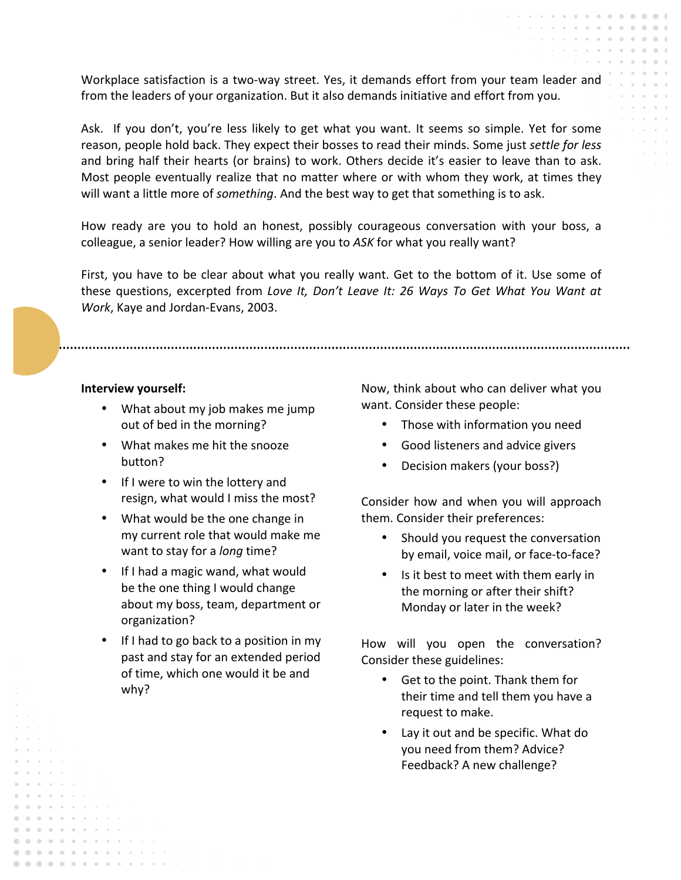Workplace satisfaction is a two-way street. Yes, it demands effort from your team leader and from the leaders of your organization. But it also demands initiative and effort from you.

Ask. If you don't, you're less likely to get what you want. It seems so simple. Yet for some reason, people hold back. They expect their bosses to read their minds. Some just *settle for less* and bring half their hearts (or brains) to work. Others decide it's easier to leave than to ask. Most people eventually realize that no matter where or with whom they work, at times they will want a little more of *something*. And the best way to get that something is to ask.

How ready are you to hold an honest, possibly courageous conversation with your boss, a colleague, a senior leader? How willing are you to *ASK* for what you really want?

First, you have to be clear about what you really want. Get to the bottom of it. Use some of these questions, excerpted from *Love It, Don't Leave It: 26 Ways To Get What You Want at Work*, Kaye and Jordan-Evans, 2003.

**Interview yourself:**

- What about my job makes me jump out of bed in the morning?
- What makes me hit the snooze button?
- If I were to win the lottery and resign, what would I miss the most?
- What would be the one change in my current role that would make me want to stay for a *long* time?
- If I had a magic wand, what would be the one thing I would change about my boss, team, department or organization?
- If I had to go back to a position in my past and stay for an extended period of time, which one would it be and why?

Now, think about who can deliver what you want. Consider these people:

- Those with information you need
- Good listeners and advice givers
- Decision makers (your boss?)

Consider how and when you will approach them. Consider their preferences:

- Should you request the conversation by email, voice mail, or face-to-face?
- Is it best to meet with them early in the morning or after their shift? Monday or later in the week?

How will you open the conversation? Consider these guidelines:

- Get to the point. Thank them for their time and tell them you have a request to make.
- Lay it out and be specific. What do you need from them? Advice? Feedback? A new challenge?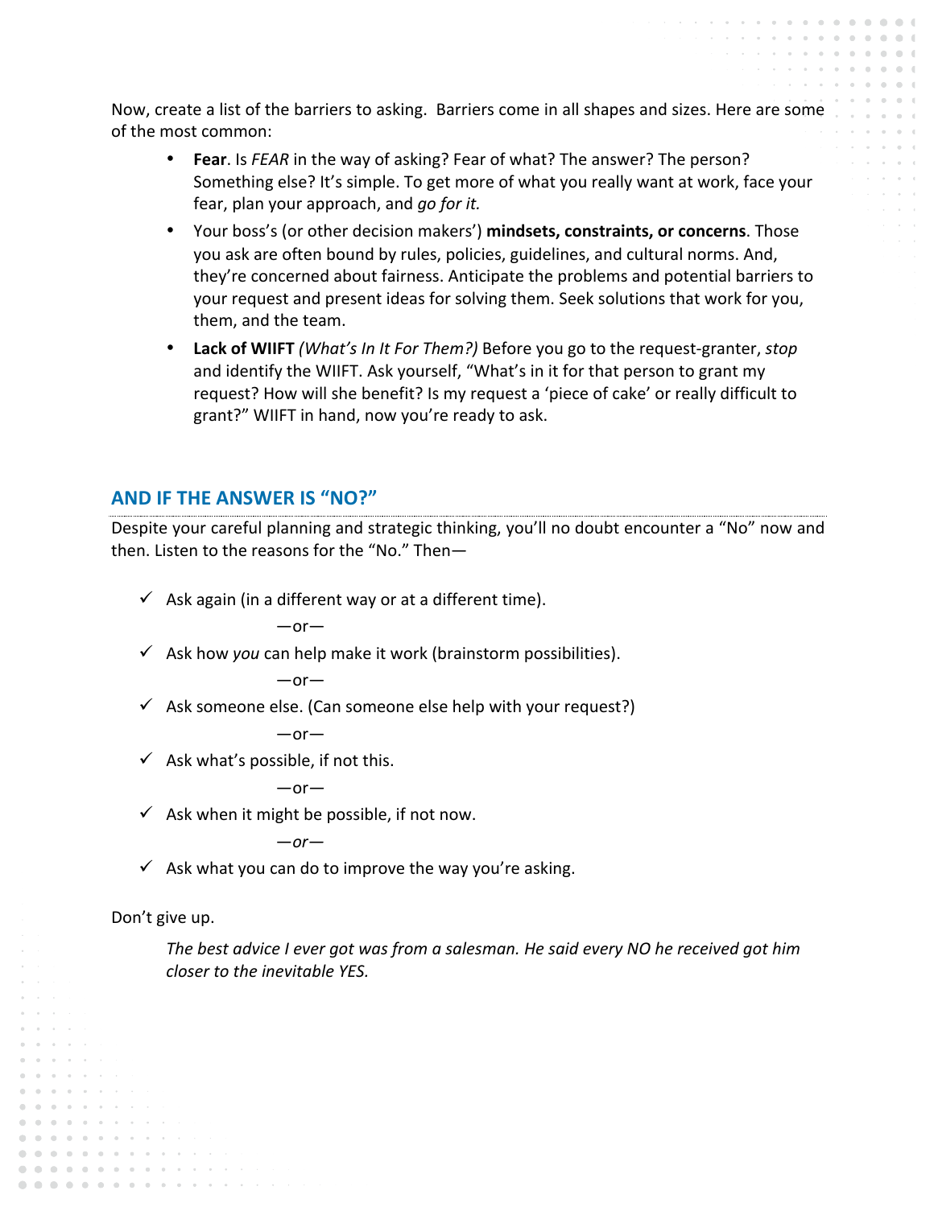Now, create a list of the barriers to asking. Barriers come in all shapes and sizes. Here are some of the most common:

- **Fear**. Is *FEAR* in the way of asking? Fear of what? The answer? The person? Something else? It's simple. To get more of what you really want at work, face your fear, plan your approach, and *go for it.*
- Your boss's (or other decision makers') **mindsets, constraints, or concerns**. Those you ask are often bound by rules, policies, guidelines, and cultural norms. And, they're concerned about fairness. Anticipate the problems and potential barriers to your request and present ideas for solving them. Seek solutions that work for you, them, and the team.
- **Lack of WIIFT** *(What's In It For Them?)* Before you go to the request-granter, *stop* and identify the WIIFT. Ask yourself, "What's in it for that person to grant my request? How will she benefit? Is my request a 'piece of cake' or really difficult to grant?" WIIFT in hand, now you're ready to ask.

## AND IF THE ANSWER IS "NO?"

Despite your careful planning and strategic thinking, you'll no doubt encounter a "No" now and then. Listen to the reasons for the "No." Then—

- ✓ Ask again (in a different way or at a different time).

  —or—

- ✓ Ask how *you* can help make it work (brainstorm possibilities).

  —or—

- ✓ Ask someone else. (Can someone else help with your request?)

  —or—

- ✓ Ask what's possible, if not this.

  —or—

- ✓ Ask when it might be possible, if not now.

  *—or—*

- ✓ Ask what you can do to improve the way you're asking.

Don't give up.

> *The best advice I ever got was from a salesman. He said every NO he received got him closer to the inevitable YES.*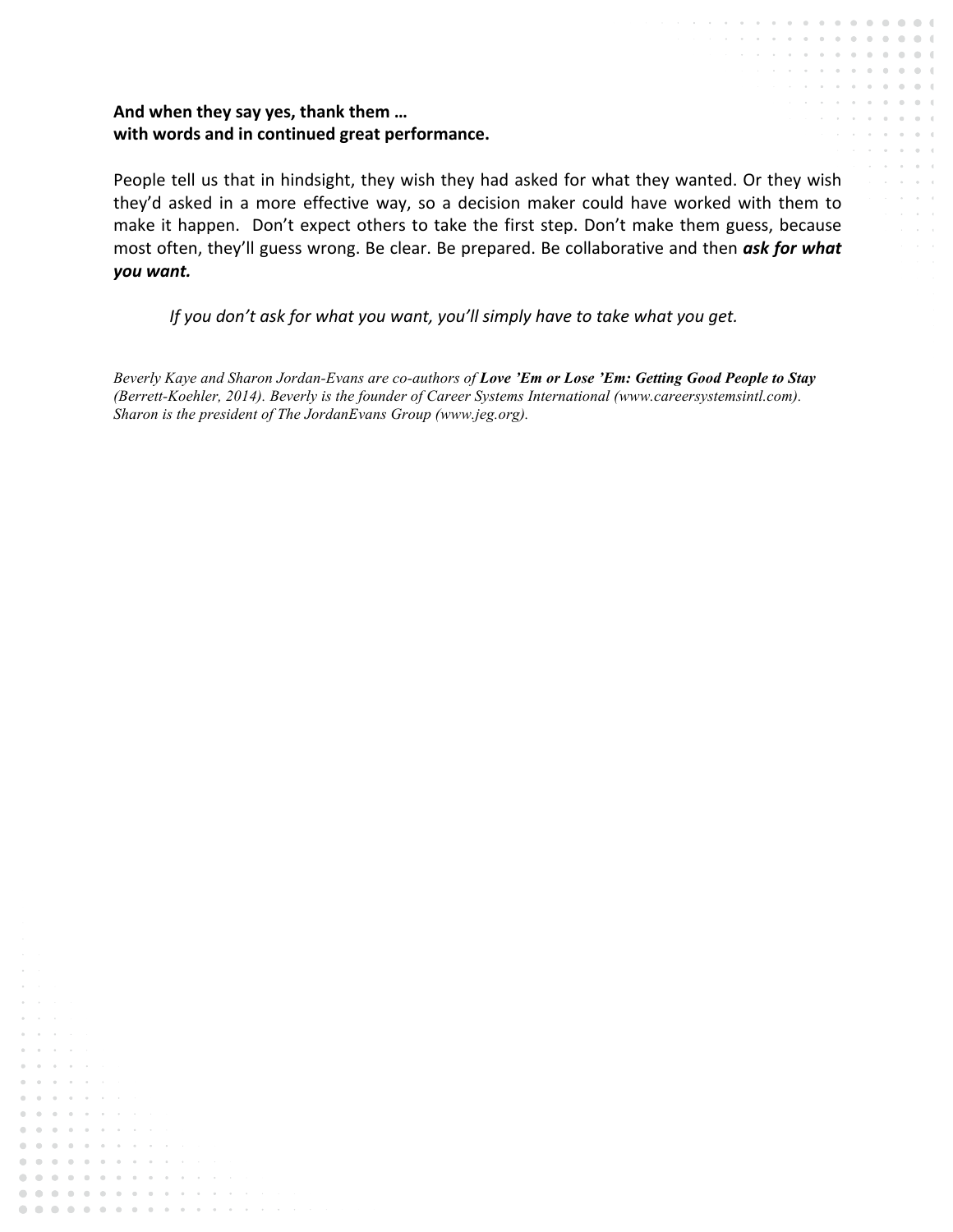**And when they say yes, thank them …**
**with words and in continued great performance.**

People tell us that in hindsight, they wish they had asked for what they wanted. Or they wish they'd asked in a more effective way, so a decision maker could have worked with them to make it happen. Don't expect others to take the first step. Don't make them guess, because most often, they'll guess wrong. Be clear. Be prepared. Be collaborative and then ***ask for what you want.***

*If you don't ask for what you want, you'll simply have to take what you get.*

*Beverly Kaye and Sharon Jordan-Evans are co-authors of **Love 'Em or Lose 'Em: Getting Good People to Stay** (Berrett-Koehler, 2014). Beverly is the founder of Career Systems International (www.careersystemsintl.com). Sharon is the president of The JordanEvans Group (www.jeg.org).*